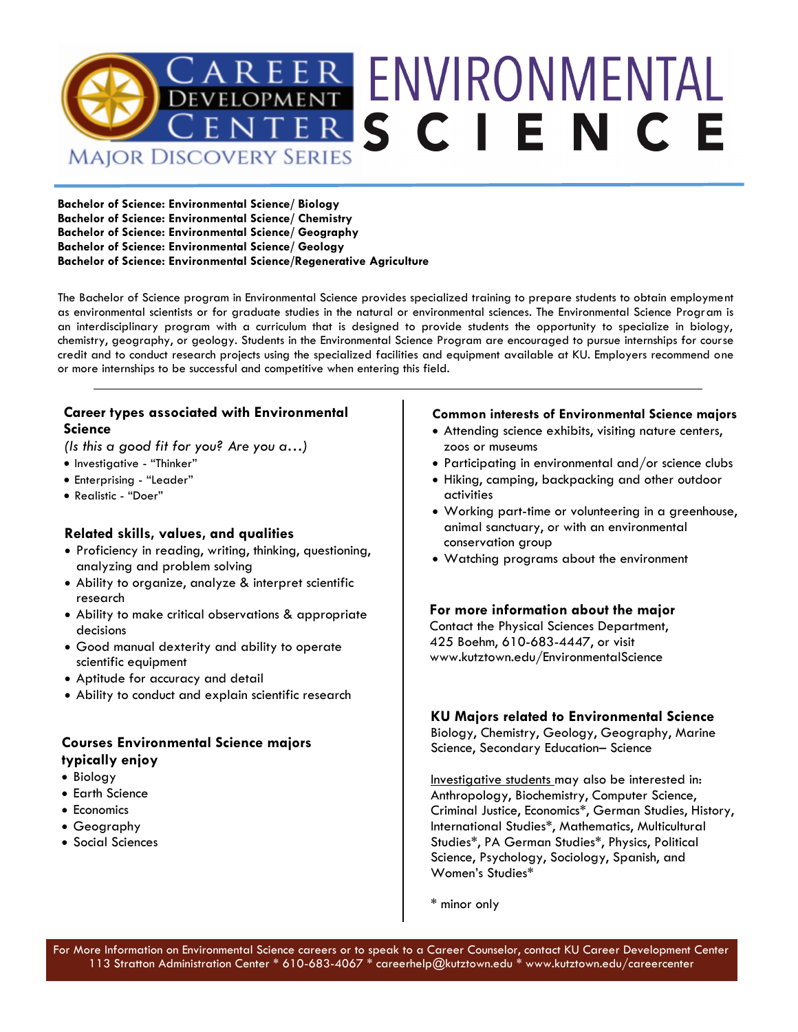# ENVIRONMENTAL SCIENCE

Career Development Center — Major Discovery Series

**Bachelor of Science: Environmental Science/ Biology**
**Bachelor of Science: Environmental Science/ Chemistry**
**Bachelor of Science: Environmental Science/ Geography**
**Bachelor of Science: Environmental Science/ Geology**
**Bachelor of Science: Environmental Science/Regenerative Agriculture**

The Bachelor of Science program in Environmental Science provides specialized training to prepare students to obtain employment as environmental scientists or for graduate studies in the natural or environmental sciences. The Environmental Science Program is an interdisciplinary program with a curriculum that is designed to provide students the opportunity to specialize in biology, chemistry, geography, or geology. Students in the Environmental Science Program are encouraged to pursue internships for course credit and to conduct research projects using the specialized facilities and equipment available at KU. Employers recommend one or more internships to be successful and competitive when entering this field.

---

## Career types associated with Environmental Science

*(Is this a good fit for you? Are you a…)*

- Investigative - "Thinker"
- Enterprising - "Leader"
- Realistic - "Doer"

## Related skills, values, and qualities

- Proficiency in reading, writing, thinking, questioning, analyzing and problem solving
- Ability to organize, analyze & interpret scientific research
- Ability to make critical observations & appropriate decisions
- Good manual dexterity and ability to operate scientific equipment
- Aptitude for accuracy and detail
- Ability to conduct and explain scientific research

## Courses Environmental Science majors typically enjoy

- Biology
- Earth Science
- Economics
- Geography
- Social Sciences

## Common interests of Environmental Science majors

- Attending science exhibits, visiting nature centers, zoos or museums
- Participating in environmental and/or science clubs
- Hiking, camping, backpacking and other outdoor activities
- Working part-time or volunteering in a greenhouse, animal sanctuary, or with an environmental conservation group
- Watching programs about the environment

## For more information about the major

Contact the Physical Sciences Department, 425 Boehm, 610-683-4447, or visit www.kutztown.edu/EnvironmentalScience

## KU Majors related to Environmental Science

Biology, Chemistry, Geology, Geography, Marine Science, Secondary Education– Science

Investigative students may also be interested in: Anthropology, Biochemistry, Computer Science, Criminal Justice, Economics*, German Studies, History, International Studies*, Mathematics, Multicultural Studies*, PA German Studies*, Physics, Political Science, Psychology, Sociology, Spanish, and Women's Studies*

\* minor only

For More Information on Environmental Science careers or to speak to a Career Counselor, contact KU Career Development Center
113 Stratton Administration Center * 610-683-4067 * careerhelp@kutztown.edu * www.kutztown.edu/careercenter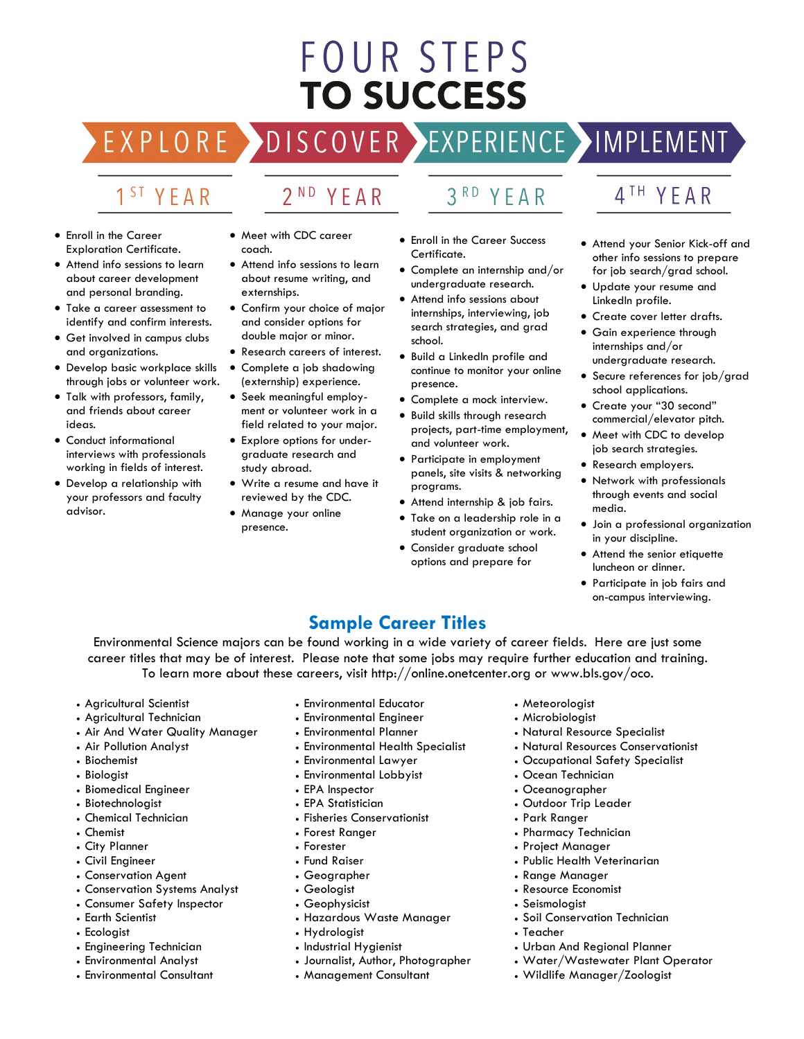# FOUR STEPS TO SUCCESS

## EXPLORE — 1ST YEAR

- Enroll in the Career Exploration Certificate.
- Attend info sessions to learn about career development and personal branding.
- Take a career assessment to identify and confirm interests.
- Get involved in campus clubs and organizations.
- Develop basic workplace skills through jobs or volunteer work.
- Talk with professors, family, and friends about career ideas.
- Conduct informational interviews with professionals working in fields of interest.
- Develop a relationship with your professors and faculty advisor.

## DISCOVER — 2ND YEAR

- Meet with CDC career coach.
- Attend info sessions to learn about resume writing, and externships.
- Confirm your choice of major and consider options for double major or minor.
- Research careers of interest.
- Complete a job shadowing (externship) experience.
- Seek meaningful employment or volunteer work in a field related to your major.
- Explore options for undergraduate research and study abroad.
- Write a resume and have it reviewed by the CDC.
- Manage your online presence.

## EXPERIENCE — 3RD YEAR

- Enroll in the Career Success Certificate.
- Complete an internship and/or undergraduate research.
- Attend info sessions about internships, interviewing, job search strategies, and grad school.
- Build a LinkedIn profile and continue to monitor your online presence.
- Complete a mock interview.
- Build skills through research projects, part-time employment, and volunteer work.
- Participate in employment panels, site visits & networking programs.
- Attend internship & job fairs.
- Take on a leadership role in a student organization or work.
- Consider graduate school options and prepare for

## IMPLEMENT — 4TH YEAR

- Attend your Senior Kick-off and other info sessions to prepare for job search/grad school.
- Update your resume and LinkedIn profile.
- Create cover letter drafts.
- Gain experience through internships and/or undergraduate research.
- Secure references for job/grad school applications.
- Create your "30 second" commercial/elevator pitch.
- Meet with CDC to develop job search strategies.
- Research employers.
- Network with professionals through events and social media.
- Join a professional organization in your discipline.
- Attend the senior etiquette luncheon or dinner.
- Participate in job fairs and on-campus interviewing.

## Sample Career Titles

Environmental Science majors can be found working in a wide variety of career fields. Here are just some career titles that may be of interest. Please note that some jobs may require further education and training. To learn more about these careers, visit http://online.onetcenter.org or www.bls.gov/oco.

- Agricultural Scientist
- Agricultural Technician
- Air And Water Quality Manager
- Air Pollution Analyst
- Biochemist
- Biologist
- Biomedical Engineer
- Biotechnologist
- Chemical Technician
- Chemist
- City Planner
- Civil Engineer
- Conservation Agent
- Conservation Systems Analyst
- Consumer Safety Inspector
- Earth Scientist
- Ecologist
- Engineering Technician
- Environmental Analyst
- Environmental Consultant
- Environmental Educator
- Environmental Engineer
- Environmental Planner
- Environmental Health Specialist
- Environmental Lawyer
- Environmental Lobbyist
- EPA Inspector
- EPA Statistician
- Fisheries Conservationist
- Forest Ranger
- Forester
- Fund Raiser
- Geographer
- Geologist
- Geophysicist
- Hazardous Waste Manager
- Hydrologist
- Industrial Hygienist
- Journalist, Author, Photographer
- Management Consultant
- Meteorologist
- Microbiologist
- Natural Resource Specialist
- Natural Resources Conservationist
- Occupational Safety Specialist
- Ocean Technician
- Oceanographer
- Outdoor Trip Leader
- Park Ranger
- Pharmacy Technician
- Project Manager
- Public Health Veterinarian
- Range Manager
- Resource Economist
- Seismologist
- Soil Conservation Technician
- Teacher
- Urban And Regional Planner
- Water/Wastewater Plant Operator
- Wildlife Manager/Zoologist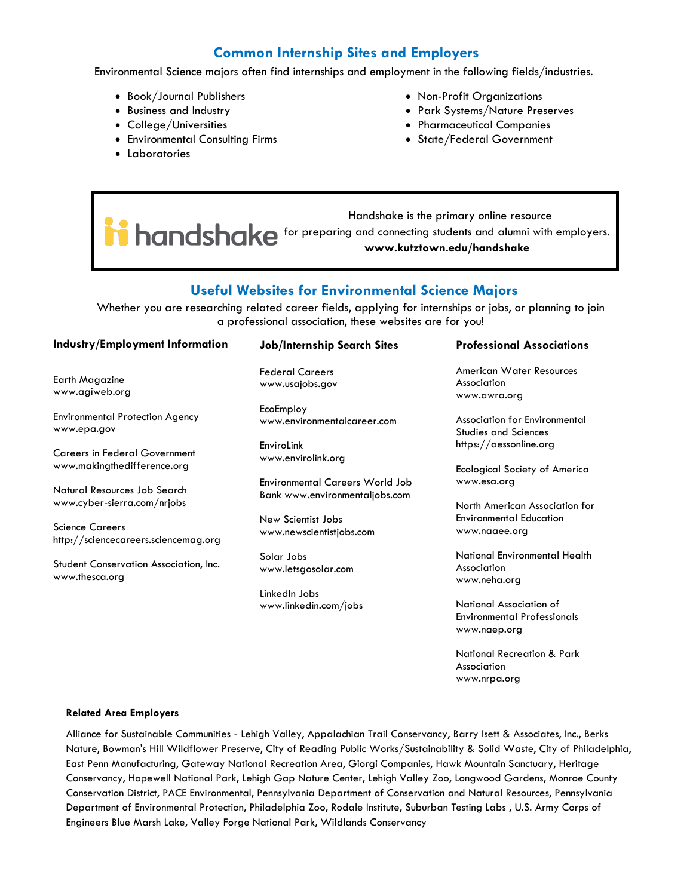## Common Internship Sites and Employers

Environmental Science majors often find internships and employment in the following fields/industries.

- Book/Journal Publishers
- Business and Industry
- College/Universities
- Environmental Consulting Firms
- Laboratories
- Non-Profit Organizations
- Park Systems/Nature Preserves
- Pharmaceutical Companies
- State/Federal Government

handshake

Handshake is the primary online resource for preparing and connecting students and alumni with employers.
**www.kutztown.edu/handshake**

## Useful Websites for Environmental Science Majors

Whether you are researching related career fields, applying for internships or jobs, or planning to join a professional association, these websites are for you!

### Industry/Employment Information

Earth Magazine
www.agiweb.org

Environmental Protection Agency
www.epa.gov

Careers in Federal Government
www.makingthedifference.org

Natural Resources Job Search
www.cyber-sierra.com/nrjobs

Science Careers
http://sciencecareers.sciencemag.org

Student Conservation Association, Inc.
www.thesca.org

### Job/Internship Search Sites

Federal Careers
www.usajobs.gov

EcoEmploy
www.environmentalcareer.com

EnviroLink
www.envirolink.org

Environmental Careers World Job Bank www.environmentaljobs.com

New Scientist Jobs
www.newscientistjobs.com

Solar Jobs
www.letsgosolar.com

LinkedIn Jobs
www.linkedin.com/jobs

### Professional Associations

American Water Resources Association
www.awra.org

Association for Environmental Studies and Sciences
https://aessonline.org

Ecological Society of America
www.esa.org

North American Association for Environmental Education
www.naaee.org

National Environmental Health Association
www.neha.org

National Association of Environmental Professionals
www.naep.org

National Recreation & Park Association
www.nrpa.org

**Related Area Employers**

Alliance for Sustainable Communities - Lehigh Valley, Appalachian Trail Conservancy, Barry Isett & Associates, Inc., Berks Nature, Bowman's Hill Wildflower Preserve, City of Reading Public Works/Sustainability & Solid Waste, City of Philadelphia, East Penn Manufacturing, Gateway National Recreation Area, Giorgi Companies, Hawk Mountain Sanctuary, Heritage Conservancy, Hopewell National Park, Lehigh Gap Nature Center, Lehigh Valley Zoo, Longwood Gardens, Monroe County Conservation District, PACE Environmental, Pennsylvania Department of Conservation and Natural Resources, Pennsylvania Department of Environmental Protection, Philadelphia Zoo, Rodale Institute, Suburban Testing Labs , U.S. Army Corps of Engineers Blue Marsh Lake, Valley Forge National Park, Wildlands Conservancy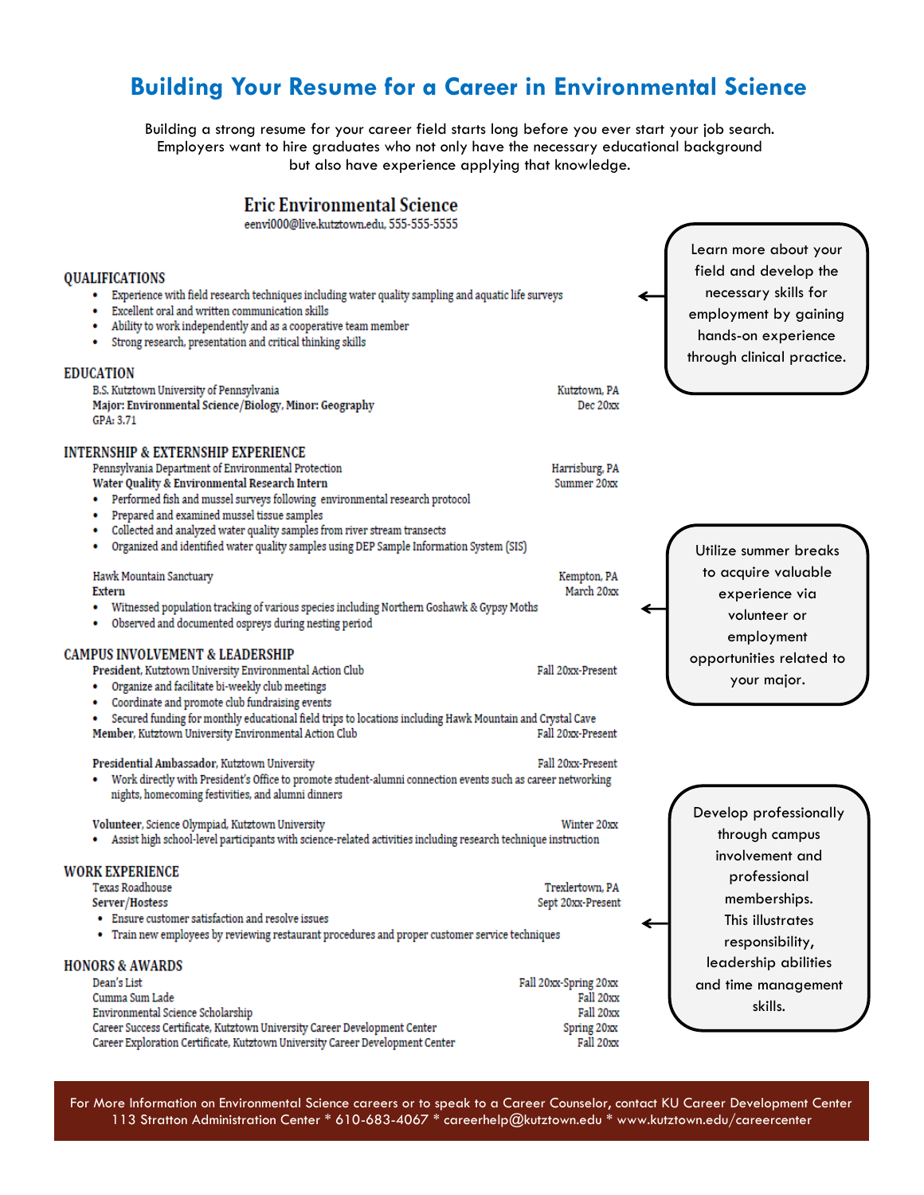# Building Your Resume for a Career in Environmental Science

Building a strong resume for your career field starts long before you ever start your job search. Employers want to hire graduates who not only have the necessary educational background but also have experience applying that knowledge.

## Eric Environmental Science

eenvi000@live.kutztown.edu, 555-555-5555

### QUALIFICATIONS

- Experience with field research techniques including water quality sampling and aquatic life surveys
- Excellent oral and written communication skills
- Ability to work independently and as a cooperative team member
- Strong research, presentation and critical thinking skills

> Learn more about your field and develop the necessary skills for employment by gaining hands-on experience through clinical practice.

### EDUCATION

B.S. Kutztown University of Pennsylvania — Kutztown, PA
**Major: Environmental Science/Biology, Minor: Geography** — Dec 20xx
GPA: 3.71

### INTERNSHIP & EXTERNSHIP EXPERIENCE

Pennsylvania Department of Environmental Protection — Harrisburg, PA
**Water Quality & Environmental Research Intern** — Summer 20xx

- Performed fish and mussel surveys following environmental research protocol
- Prepared and examined mussel tissue samples
- Collected and analyzed water quality samples from river stream transects
- Organized and identified water quality samples using DEP Sample Information System (SIS)

Hawk Mountain Sanctuary — Kempton, PA
**Extern** — March 20xx

- Witnessed population tracking of various species including Northern Goshawk & Gypsy Moths
- Observed and documented ospreys during nesting period

> Utilize summer breaks to acquire valuable experience via volunteer or employment opportunities related to your major.

### CAMPUS INVOLVEMENT & LEADERSHIP

**President**, Kutztown University Environmental Action Club — Fall 20xx-Present

- Organize and facilitate bi-weekly club meetings
- Coordinate and promote club fundraising events
- Secured funding for monthly educational field trips to locations including Hawk Mountain and Crystal Cave

**Member**, Kutztown University Environmental Action Club — Fall 20xx-Present

**Presidential Ambassador**, Kutztown University — Fall 20xx-Present

- Work directly with President's Office to promote student-alumni connection events such as career networking nights, homecoming festivities, and alumni dinners

**Volunteer**, Science Olympiad, Kutztown University — Winter 20xx

- Assist high school-level participants with science-related activities including research technique instruction

### WORK EXPERIENCE

Texas Roadhouse — Trexlertown, PA
**Server/Hostess** — Sept 20xx-Present

- Ensure customer satisfaction and resolve issues
- Train new employees by reviewing restaurant procedures and proper customer service techniques

> Develop professionally through campus involvement and professional memberships. This illustrates responsibility, leadership abilities and time management skills.

### HONORS & AWARDS

| | |
|---|---|
| Dean's List | Fall 20xx-Spring 20xx |
| Cumma Sum Lade | Fall 20xx |
| Environmental Science Scholarship | Fall 20xx |
| Career Success Certificate, Kutztown University Career Development Center | Spring 20xx |
| Career Exploration Certificate, Kutztown University Career Development Center | Fall 20xx |

For More Information on Environmental Science careers or to speak to a Career Counselor, contact KU Career Development Center
113 Stratton Administration Center * 610-683-4067 * careerhelp@kutztown.edu * www.kutztown.edu/careercenter